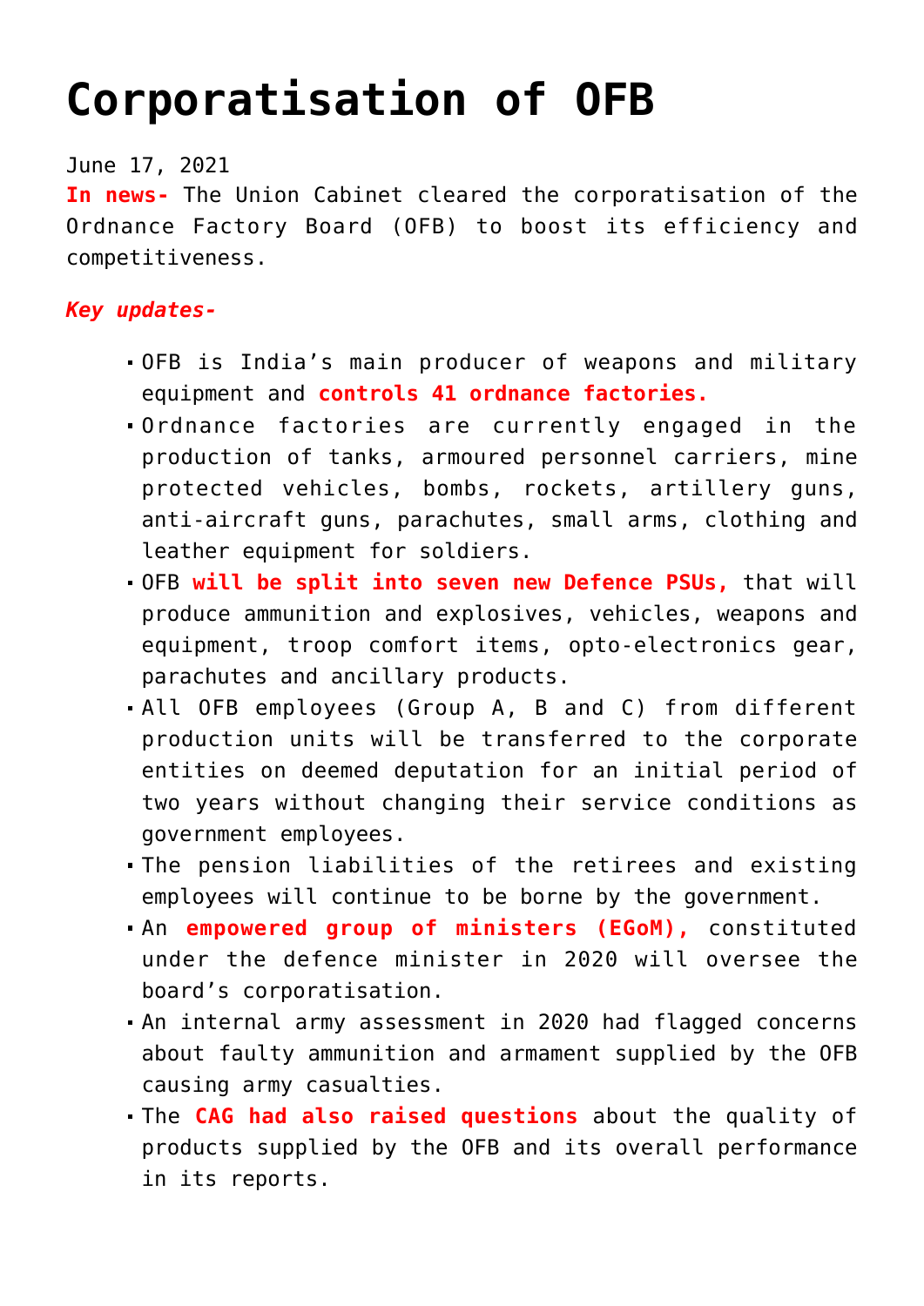# Corporatisation of OFB

June 17, 2021

**In news-** The Union Cabinet cleared the corporatisation of the Ordnance Factory Board (OFB) to boost its efficiency and competitiveness.

***Key updates-***

- OFB is India's main producer of weapons and military equipment and **controls 41 ordnance factories.**
- Ordnance factories are currently engaged in the production of tanks, armoured personnel carriers, mine protected vehicles, bombs, rockets, artillery guns, anti-aircraft guns, parachutes, small arms, clothing and leather equipment for soldiers.
- OFB **will be split into seven new Defence PSUs,** that will produce ammunition and explosives, vehicles, weapons and equipment, troop comfort items, opto-electronics gear, parachutes and ancillary products.
- All OFB employees (Group A, B and C) from different production units will be transferred to the corporate entities on deemed deputation for an initial period of two years without changing their service conditions as government employees.
- The pension liabilities of the retirees and existing employees will continue to be borne by the government.
- An **empowered group of ministers (EGoM),** constituted under the defence minister in 2020 will oversee the board's corporatisation.
- An internal army assessment in 2020 had flagged concerns about faulty ammunition and armament supplied by the OFB causing army casualties.
- The **CAG had also raised questions** about the quality of products supplied by the OFB and its overall performance in its reports.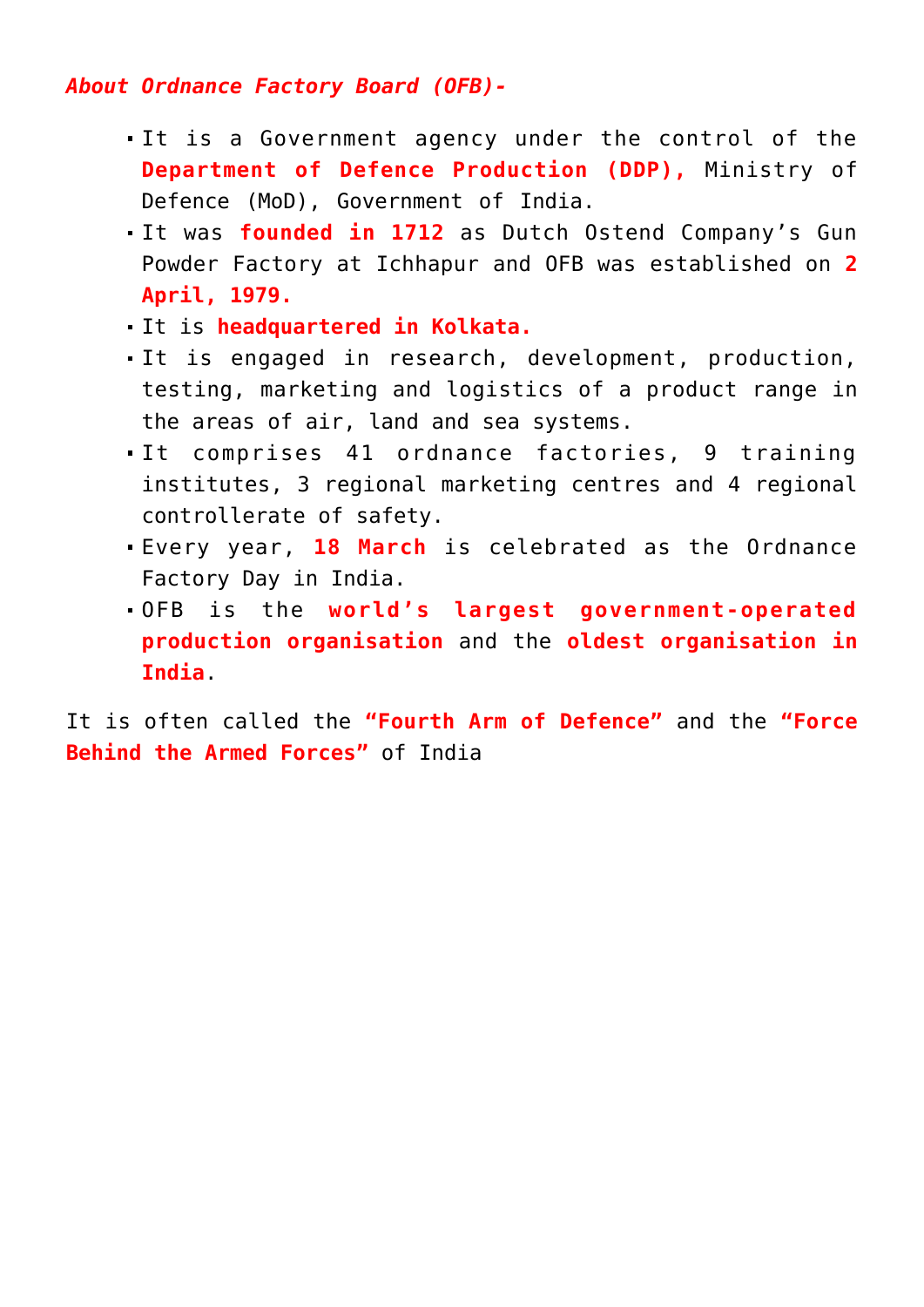***About Ordnance Factory Board (OFB)-***

- It is a Government agency under the control of the **Department of Defence Production (DDP),** Ministry of Defence (MoD), Government of India.
- It was **founded in 1712** as Dutch Ostend Company's Gun Powder Factory at Ichhapur and OFB was established on **2 April, 1979.**
- It is **headquartered in Kolkata.**
- It is engaged in research, development, production, testing, marketing and logistics of a product range in the areas of air, land and sea systems.
- It comprises 41 ordnance factories, 9 training institutes, 3 regional marketing centres and 4 regional controllerate of safety.
- Every year, **18 March** is celebrated as the Ordnance Factory Day in India.
- OFB is the **world's largest government-operated production organisation** and the **oldest organisation in India**.

It is often called the **"Fourth Arm of Defence"** and the **"Force Behind the Armed Forces"** of India